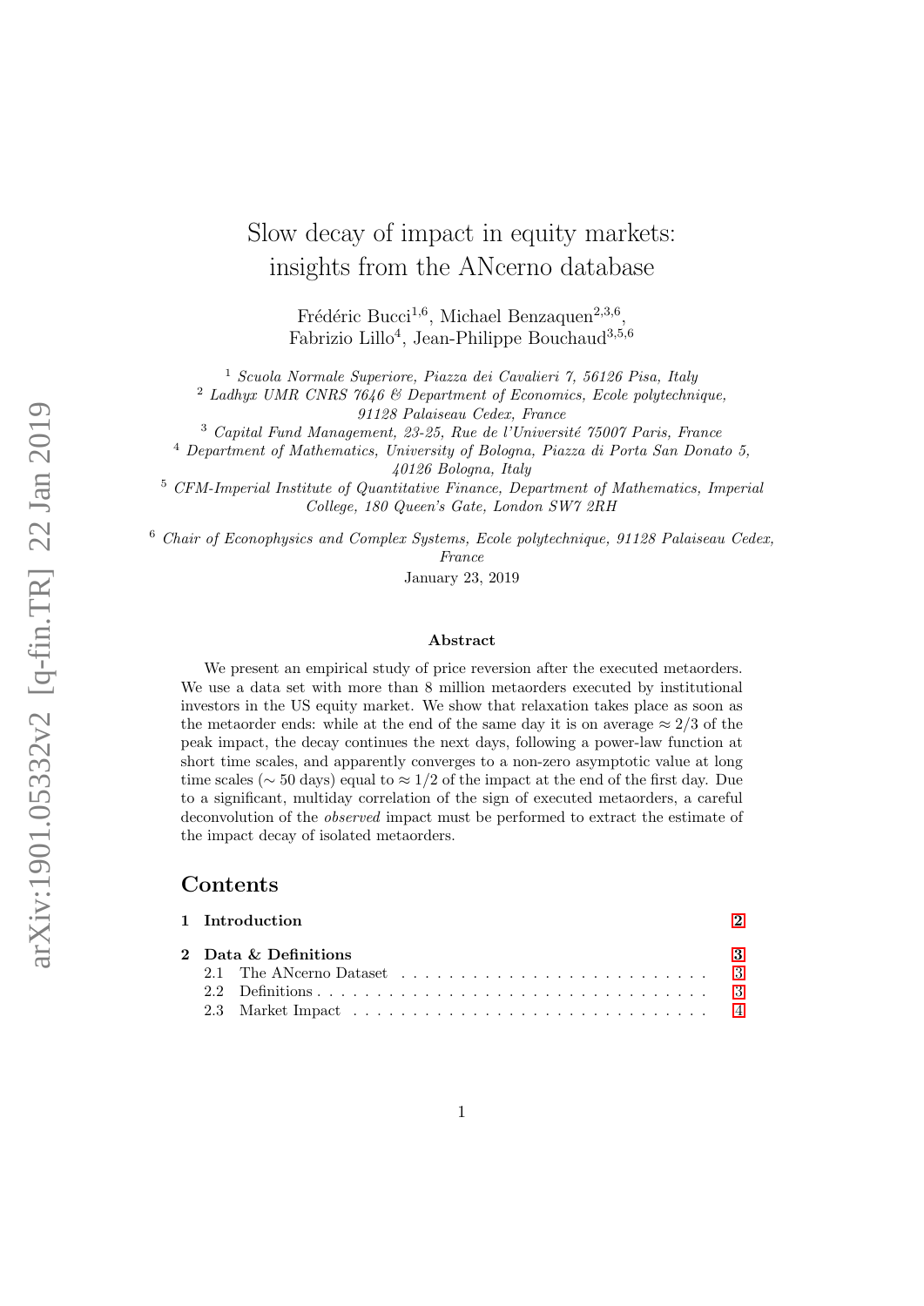# Slow decay of impact in equity markets: insights from the ANcerno database

Frédéric Bucci[1,6], Michael Benzaquen[2,3,6], Fabrizio Lillo[4], Jean-Philippe Bouchaud[3,5,6]

[1] *Scuola Normale Superiore, Piazza dei Cavalieri 7, 56126 Pisa, Italy*

[2] *Ladhyx UMR CNRS 7646 & Department of Economics, Ecole polytechnique, 91128 Palaiseau Cedex, France*

[3] *Capital Fund Management, 23-25, Rue de l'Université 75007 Paris, France*

[4] *Department of Mathematics, University of Bologna, Piazza di Porta San Donato 5, 40126 Bologna, Italy*

[5] *CFM-Imperial Institute of Quantitative Finance, Department of Mathematics, Imperial College, 180 Queen's Gate, London SW7 2RH*

[6] *Chair of Econophysics and Complex Systems, Ecole polytechnique, 91128 Palaiseau Cedex, France*

January 23, 2019

### Abstract

We present an empirical study of price reversion after the executed metaorders. We use a data set with more than 8 million metaorders executed by institutional investors in the US equity market. We show that relaxation takes place as soon as the metaorder ends: while at the end of the same day it is on average $\approx 2/3$ of the peak impact, the decay continues the next days, following a power-law function at short time scales, and apparently converges to a non-zero asymptotic value at long time scales ($\sim 50$ days) equal to $\approx 1/2$ of the impact at the end of the first day. Due to a significant, multiday correlation of the sign of executed metaorders, a careful deconvolution of the *observed* impact must be performed to extract the estimate of the impact decay of isolated metaorders.

## Contents

- **1 Introduction** — 2
- **2 Data & Definitions** — 3
  - 2.1 The ANcerno Dataset — 3
  - 2.2 Definitions — 3
  - 2.3 Market Impact — 4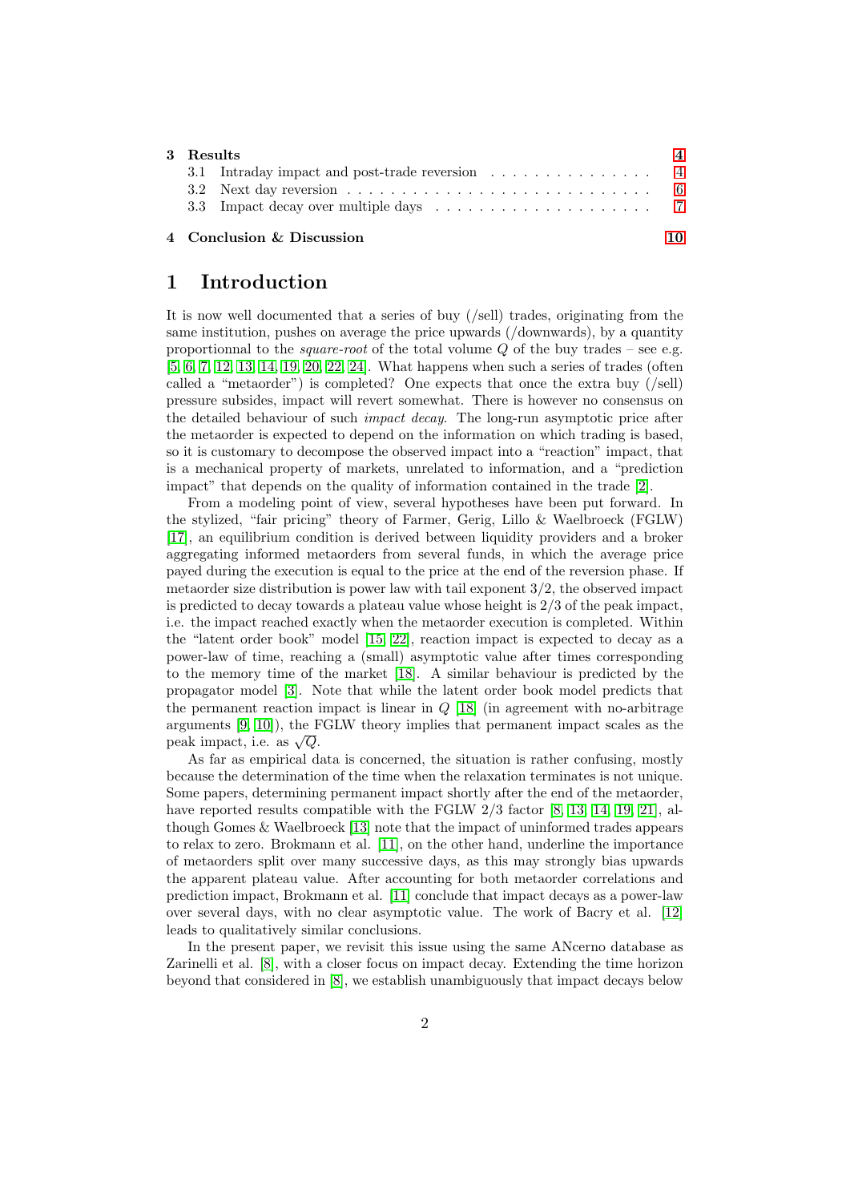| | | |
|---|---|---|
| **3** | **Results** | **4** |
| | 3.1 Intraday impact and post-trade reversion | 4 |
| | 3.2 Next day reversion | 6 |
| | 3.3 Impact decay over multiple days | 7 |
| **4** | **Conclusion & Discussion** | **10** |

# 1 Introduction

It is now well documented that a series of buy (/sell) trades, originating from the same institution, pushes on average the price upwards (/downwards), by a quantity proportionnal to the *square-root* of the total volume $Q$ of the buy trades – see e.g. [5, 6, 7, 12, 13, 14, 19, 20, 22, 24]. What happens when such a series of trades (often called a "metaorder") is completed? One expects that once the extra buy (/sell) pressure subsides, impact will revert somewhat. There is however no consensus on the detailed behaviour of such *impact decay*. The long-run asymptotic price after the metaorder is expected to depend on the information on which trading is based, so it is customary to decompose the observed impact into a "reaction" impact, that is a mechanical property of markets, unrelated to information, and a "prediction impact" that depends on the quality of information contained in the trade [2].

From a modeling point of view, several hypotheses have been put forward. In the stylized, "fair pricing" theory of Farmer, Gerig, Lillo & Waelbroeck (FGLW) [17], an equilibrium condition is derived between liquidity providers and a broker aggregating informed metaorders from several funds, in which the average price payed during the execution is equal to the price at the end of the reversion phase. If metaorder size distribution is power law with tail exponent 3/2, the observed impact is predicted to decay towards a plateau value whose height is 2/3 of the peak impact, i.e. the impact reached exactly when the metaorder execution is completed. Within the "latent order book" model [15, 22], reaction impact is expected to decay as a power-law of time, reaching a (small) asymptotic value after times corresponding to the memory time of the market [18]. A similar behaviour is predicted by the propagator model [3]. Note that while the latent order book model predicts that the permanent reaction impact is linear in $Q$ [18] (in agreement with no-arbitrage arguments [9, 10]), the FGLW theory implies that permanent impact scales as the peak impact, i.e. as $\sqrt{Q}$.

As far as empirical data is concerned, the situation is rather confusing, mostly because the determination of the time when the relaxation terminates is not unique. Some papers, determining permanent impact shortly after the end of the metaorder, have reported results compatible with the FGLW 2/3 factor [8, 13, 14, 19, 21], although Gomes & Waelbroeck [13] note that the impact of uninformed trades appears to relax to zero. Brokmann et al. [11], on the other hand, underline the importance of metaorders split over many successive days, as this may strongly bias upwards the apparent plateau value. After accounting for both metaorder correlations and prediction impact, Brokmann et al. [11] conclude that impact decays as a power-law over several days, with no clear asymptotic value. The work of Bacry et al. [12] leads to qualitatively similar conclusions.

In the present paper, we revisit this issue using the same ANcerno database as Zarinelli et al. [8], with a closer focus on impact decay. Extending the time horizon beyond that considered in [8], we establish unambiguously that impact decays below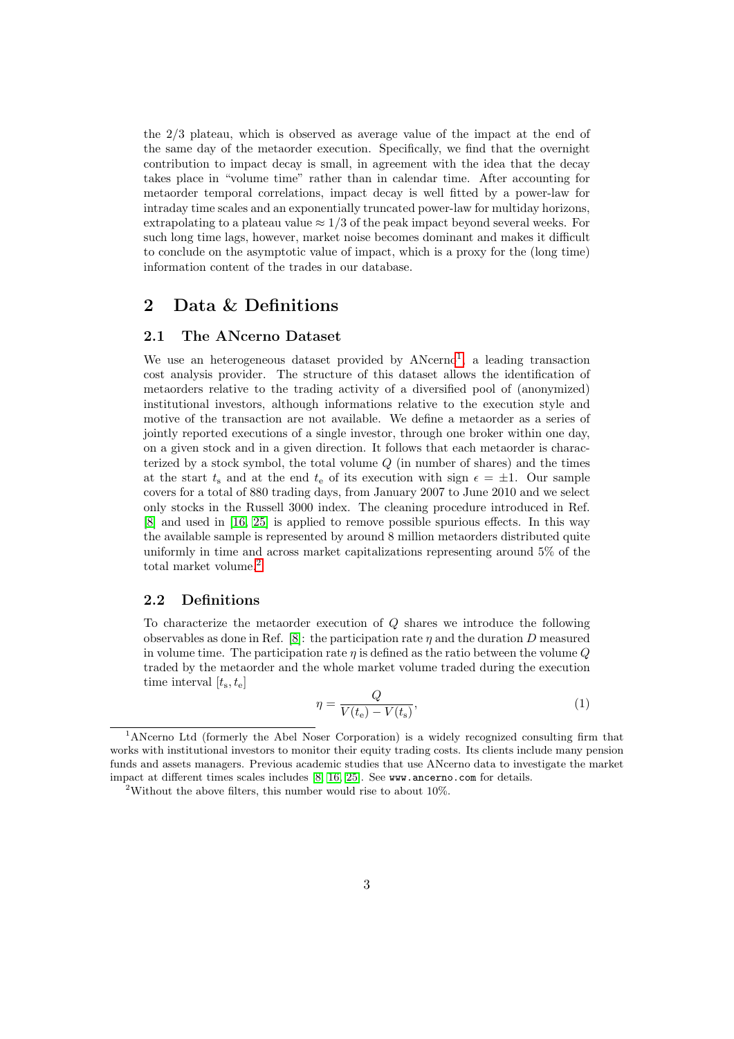the 2/3 plateau, which is observed as average value of the impact at the end of the same day of the metaorder execution. Specifically, we find that the overnight contribution to impact decay is small, in agreement with the idea that the decay takes place in "volume time" rather than in calendar time. After accounting for metaorder temporal correlations, impact decay is well fitted by a power-law for intraday time scales and an exponentially truncated power-law for multiday horizons, extrapolating to a plateau value $\approx 1/3$ of the peak impact beyond several weeks. For such long time lags, however, market noise becomes dominant and makes it difficult to conclude on the asymptotic value of impact, which is a proxy for the (long time) information content of the trades in our database.

## 2 Data & Definitions

### 2.1 The ANcerno Dataset

We use an heterogeneous dataset provided by ANcerno[1], a leading transaction cost analysis provider. The structure of this dataset allows the identification of metaorders relative to the trading activity of a diversified pool of (anonymized) institutional investors, although informations relative to the execution style and motive of the transaction are not available. We define a metaorder as a series of jointly reported executions of a single investor, through one broker within one day, on a given stock and in a given direction. It follows that each metaorder is characterized by a stock symbol, the total volume $Q$ (in number of shares) and the times at the start $t_\mathrm{s}$ and at the end $t_\mathrm{e}$ of its execution with sign $\epsilon = \pm 1$. Our sample covers for a total of 880 trading days, from January 2007 to June 2010 and we select only stocks in the Russell 3000 index. The cleaning procedure introduced in Ref. [8] and used in [16, 25] is applied to remove possible spurious effects. In this way the available sample is represented by around 8 million metaorders distributed quite uniformly in time and across market capitalizations representing around 5% of the total market volume.[2]

### 2.2 Definitions

To characterize the metaorder execution of $Q$ shares we introduce the following observables as done in Ref. [8]: the participation rate $\eta$ and the duration $D$ measured in volume time. The participation rate $\eta$ is defined as the ratio between the volume $Q$ traded by the metaorder and the whole market volume traded during the execution time interval $[t_\mathrm{s}, t_\mathrm{e}]$

$$\eta = \frac{Q}{V(t_\mathrm{e}) - V(t_\mathrm{s})}, \tag{1}$$

[1] ANcerno Ltd (formerly the Abel Noser Corporation) is a widely recognized consulting firm that works with institutional investors to monitor their equity trading costs. Its clients include many pension funds and assets managers. Previous academic studies that use ANcerno data to investigate the market impact at different times scales includes [8, 16, 25]. See www.ancerno.com for details.

[2] Without the above filters, this number would rise to about 10%.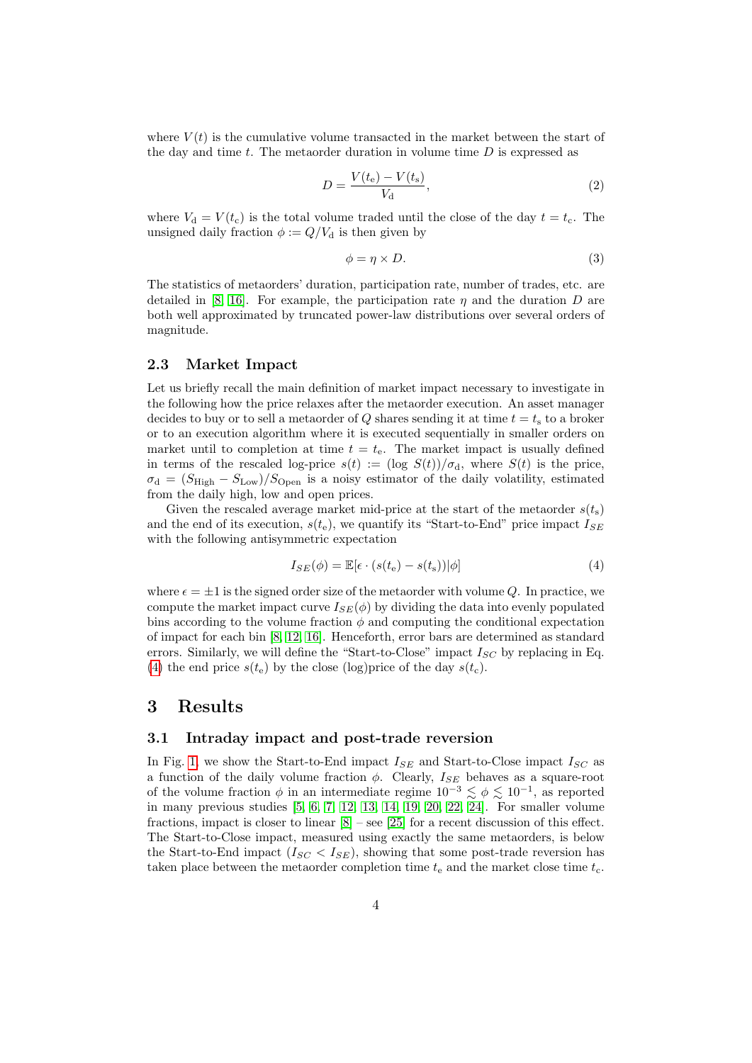where $V(t)$ is the cumulative volume transacted in the market between the start of the day and time $t$. The metaorder duration in volume time $D$ is expressed as

$$D = \frac{V(t_\mathrm{e}) - V(t_\mathrm{s})}{V_\mathrm{d}}, \tag{2}$$

where $V_\mathrm{d} = V(t_\mathrm{c})$ is the total volume traded until the close of the day $t = t_\mathrm{c}$. The unsigned daily fraction $\phi := Q/V_\mathrm{d}$ is then given by

$$\phi = \eta \times D. \tag{3}$$

The statistics of metaorders' duration, participation rate, number of trades, etc. are detailed in [8, 16]. For example, the participation rate $\eta$ and the duration $D$ are both well approximated by truncated power-law distributions over several orders of magnitude.

### 2.3 Market Impact

Let us briefly recall the main definition of market impact necessary to investigate in the following how the price relaxes after the metaorder execution. An asset manager decides to buy or to sell a metaorder of $Q$ shares sending it at time $t = t_\mathrm{s}$ to a broker or to an execution algorithm where it is executed sequentially in smaller orders on market until to completion at time $t = t_\mathrm{e}$. The market impact is usually defined in terms of the rescaled log-price $s(t) := (\log\, S(t))/\sigma_\mathrm{d}$, where $S(t)$ is the price, $\sigma_\mathrm{d} = (S_\mathrm{High} - S_\mathrm{Low})/S_\mathrm{Open}$ is a noisy estimator of the daily volatility, estimated from the daily high, low and open prices.

Given the rescaled average market mid-price at the start of the metaorder $s(t_\mathrm{s})$ and the end of its execution, $s(t_\mathrm{e})$, we quantify its "Start-to-End" price impact $I_{SE}$ with the following antisymmetric expectation

$$I_{SE}(\phi) = \mathbb{E}[\epsilon \cdot (s(t_\mathrm{e}) - s(t_\mathrm{s}))|\phi] \tag{4}$$

where $\epsilon = \pm 1$ is the signed order size of the metaorder with volume $Q$. In practice, we compute the market impact curve $I_{SE}(\phi)$ by dividing the data into evenly populated bins according to the volume fraction $\phi$ and computing the conditional expectation of impact for each bin [8, 12, 16]. Henceforth, error bars are determined as standard errors. Similarly, we will define the "Start-to-Close" impact $I_{SC}$ by replacing in Eq. (4) the end price $s(t_\mathrm{e})$ by the close (log)price of the day $s(t_\mathrm{c})$.

## 3 Results

### 3.1 Intraday impact and post-trade reversion

In Fig. 1, we show the Start-to-End impact $I_{SE}$ and Start-to-Close impact $I_{SC}$ as a function of the daily volume fraction $\phi$. Clearly, $I_{SE}$ behaves as a square-root of the volume fraction $\phi$ in an intermediate regime $10^{-3} \lesssim \phi \lesssim 10^{-1}$, as reported in many previous studies [5, 6, 7, 12, 13, 14, 19, 20, 22, 24]. For smaller volume fractions, impact is closer to linear [8] – see [25] for a recent discussion of this effect. The Start-to-Close impact, measured using exactly the same metaorders, is below the Start-to-End impact ($I_{SC} < I_{SE}$), showing that some post-trade reversion has taken place between the metaorder completion time $t_\mathrm{e}$ and the market close time $t_\mathrm{c}$.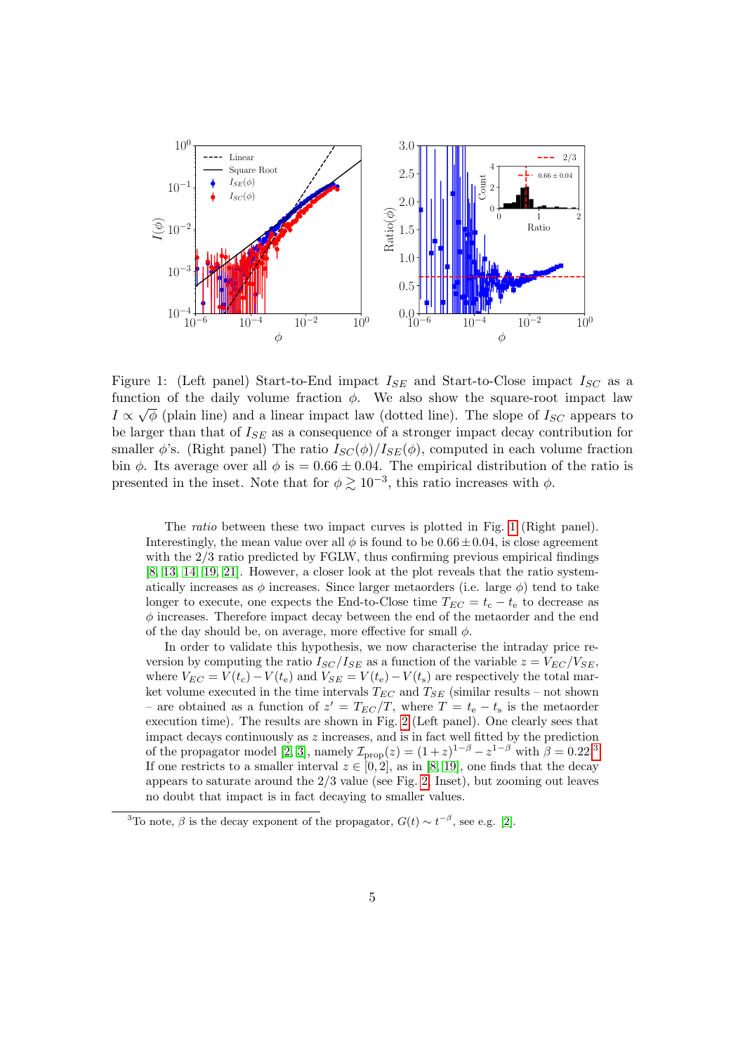Figure 1: (Left panel) Start-to-End impact $I_{SE}$ and Start-to-Close impact $I_{SC}$ as a function of the daily volume fraction $\phi$. We also show the square-root impact law $I \propto \sqrt{\phi}$ (plain line) and a linear impact law (dotted line). The slope of $I_{SC}$ appears to be larger than that of $I_{SE}$ as a consequence of a stronger impact decay contribution for smaller $\phi$'s. (Right panel) The ratio $I_{SC}(\phi)/I_{SE}(\phi)$, computed in each volume fraction bin $\phi$. Its average over all $\phi$ is $= 0.66 \pm 0.04$. The empirical distribution of the ratio is presented in the inset. Note that for $\phi \gtrsim 10^{-3}$, this ratio increases with $\phi$.

The *ratio* between these two impact curves is plotted in Fig. 1 (Right panel). Interestingly, the mean value over all $\phi$ is found to be $0.66 \pm 0.04$, is close agreement with the $2/3$ ratio predicted by FGLW, thus confirming previous empirical findings [8, 13, 14, 19, 21]. However, a closer look at the plot reveals that the ratio systematically increases as $\phi$ increases. Since larger metaorders (i.e. large $\phi$) tend to take longer to execute, one expects the End-to-Close time $T_{EC} = t_c - t_e$ to decrease as $\phi$ increases. Therefore impact decay between the end of the metaorder and the end of the day should be, on average, more effective for small $\phi$.

In order to validate this hypothesis, we now characterise the intraday price reversion by computing the ratio $I_{SC}/I_{SE}$ as a function of the variable $z = V_{EC}/V_{SE}$, where $V_{EC} = V(t_c) - V(t_e)$ and $V_{SE} = V(t_e) - V(t_s)$ are respectively the total market volume executed in the time intervals $T_{EC}$ and $T_{SE}$ (similar results – not shown – are obtained as a function of $z' = T_{EC}/T$, where $T = t_e - t_s$ is the metaorder execution time). The results are shown in Fig. 2 (Left panel). One clearly sees that impact decays continuously as $z$ increases, and is in fact well fitted by the prediction of the propagator model [2, 3], namely $\mathcal{I}_{\rm prop}(z) = (1+z)^{1-\beta} - z^{1-\beta}$ with $\beta = 0.22$ [3]. If one restricts to a smaller interval $z \in [0, 2]$, as in [8, 19], one finds that the decay appears to saturate around the $2/3$ value (see Fig. 2, Inset), but zooming out leaves no doubt that impact is in fact decaying to smaller values.

[3] To note, $\beta$ is the decay exponent of the propagator, $G(t) \sim t^{-\beta}$, see e.g. [2].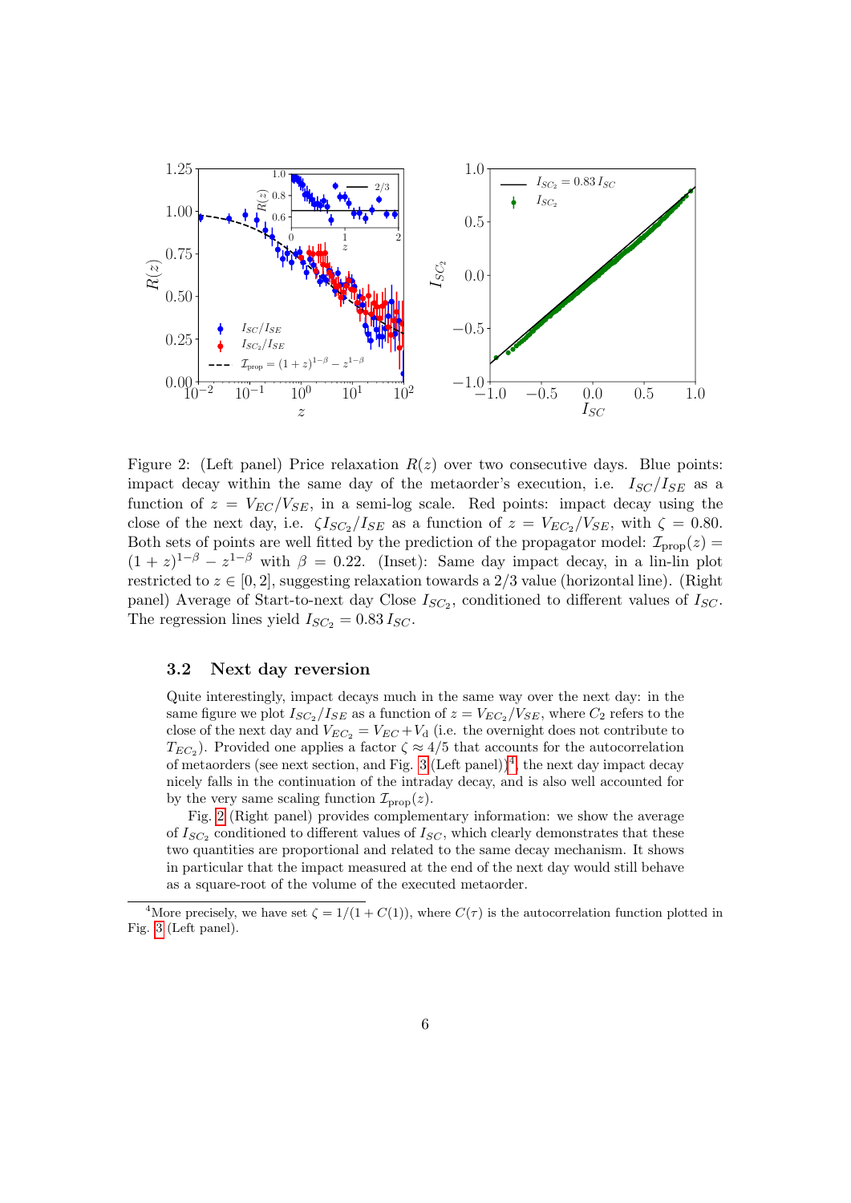Figure 2: (Left panel) Price relaxation $R(z)$ over two consecutive days. Blue points: impact decay within the same day of the metaorder's execution, i.e. $I_{SC}/I_{SE}$ as a function of $z = V_{EC}/V_{SE}$, in a semi-log scale. Red points: impact decay using the close of the next day, i.e. $\zeta I_{SC_2}/I_{SE}$ as a function of $z = V_{EC_2}/V_{SE}$, with $\zeta = 0.80$. Both sets of points are well fitted by the prediction of the propagator model: $\mathcal{I}_{\text{prop}}(z) = (1+z)^{1-\beta} - z^{1-\beta}$ with $\beta = 0.22$. (Inset): Same day impact decay, in a lin-lin plot restricted to $z \in [0, 2]$, suggesting relaxation towards a $2/3$ value (horizontal line). (Right panel) Average of Start-to-next day Close $I_{SC_2}$, conditioned to different values of $I_{SC}$. The regression lines yield $I_{SC_2} = 0.83\, I_{SC}$.

### 3.2 Next day reversion

Quite interestingly, impact decays much in the same way over the next day: in the same figure we plot $I_{SC_2}/I_{SE}$ as a function of $z = V_{EC_2}/V_{SE}$, where $C_2$ refers to the close of the next day and $V_{EC_2} = V_{EC} + V_{\text{d}}$ (i.e. the overnight does not contribute to $T_{EC_2}$). Provided one applies a factor $\zeta \approx 4/5$ that accounts for the autocorrelation of metaorders (see next section, and Fig. 3 (Left panel))[4], the next day impact decay nicely falls in the continuation of the intraday decay, and is also well accounted for by the very same scaling function $\mathcal{I}_{\text{prop}}(z)$.

Fig. 2 (Right panel) provides complementary information: we show the average of $I_{SC_2}$ conditioned to different values of $I_{SC}$, which clearly demonstrates that these two quantities are proportional and related to the same decay mechanism. It shows in particular that the impact measured at the end of the next day would still behave as a square-root of the volume of the executed metaorder.

[4] More precisely, we have set $\zeta = 1/(1 + C(1))$, where $C(\tau)$ is the autocorrelation function plotted in Fig. 3 (Left panel).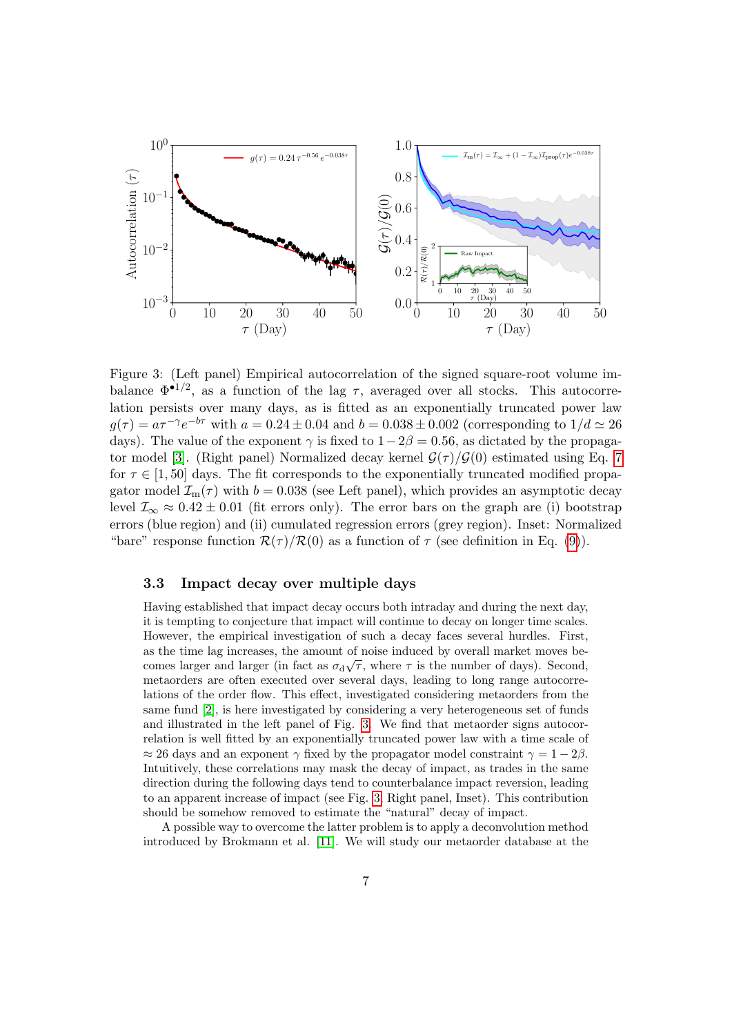Figure 3: (Left panel) Empirical autocorrelation of the signed square-root volume imbalance $\Phi^{\bullet 1/2}$, as a function of the lag $\tau$, averaged over all stocks. This autocorrelation persists over many days, as is fitted as an exponentially truncated power law $g(\tau) = a\tau^{-\gamma} e^{-b\tau}$ with $a = 0.24 \pm 0.04$ and $b = 0.038 \pm 0.002$ (corresponding to $1/d \simeq 26$ days). The value of the exponent $\gamma$ is fixed to $1 - 2\beta = 0.56$, as dictated by the propagator model [3]. (Right panel) Normalized decay kernel $\mathcal{G}(\tau)/\mathcal{G}(0)$ estimated using Eq. 7 for $\tau \in [1, 50]$ days. The fit corresponds to the exponentially truncated modified propagator model $\mathcal{I}_{\rm m}(\tau)$ with $b = 0.038$ (see Left panel), which provides an asymptotic decay level $\mathcal{I}_\infty \approx 0.42 \pm 0.01$ (fit errors only). The error bars on the graph are (i) bootstrap errors (blue region) and (ii) cumulated regression errors (grey region). Inset: Normalized "bare" response function $\mathcal{R}(\tau)/\mathcal{R}(0)$ as a function of $\tau$ (see definition in Eq. (9)).

### 3.3 Impact decay over multiple days

Having established that impact decay occurs both intraday and during the next day, it is tempting to conjecture that impact will continue to decay on longer time scales. However, the empirical investigation of such a decay faces several hurdles. First, as the time lag increases, the amount of noise induced by overall market moves becomes larger and larger (in fact as $\sigma_{\rm d}\sqrt{\tau}$, where $\tau$ is the number of days). Second, metaorders are often executed over several days, leading to long range autocorrelations of the order flow. This effect, investigated considering metaorders from the same fund [2], is here investigated by considering a very heterogeneous set of funds and illustrated in the left panel of Fig. 3. We find that metaorder signs autocorrelation is well fitted by an exponentially truncated power law with a time scale of $\approx 26$ days and an exponent $\gamma$ fixed by the propagator model constraint $\gamma = 1 - 2\beta$. Intuitively, these correlations may mask the decay of impact, as trades in the same direction during the following days tend to counterbalance impact reversion, leading to an apparent increase of impact (see Fig. 3 Right panel, Inset). This contribution should be somehow removed to estimate the "natural" decay of impact.

A possible way to overcome the latter problem is to apply a deconvolution method introduced by Brokmann et al. [11]. We will study our metaorder database at the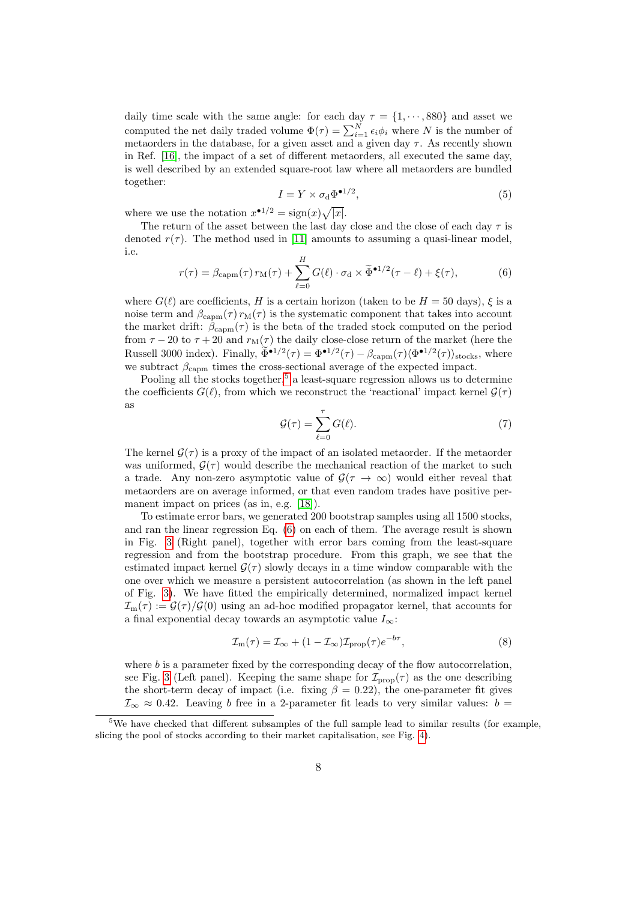daily time scale with the same angle: for each day $\tau = \{1, \cdots, 880\}$ and asset we computed the net daily traded volume $\Phi(\tau) = \sum_{i=1}^{N} \epsilon_i \phi_i$ where $N$ is the number of metaorders in the database, for a given asset and a given day $\tau$. As recently shown in Ref. [16], the impact of a set of different metaorders, all executed the same day, is well described by an extended square-root law where all metaorders are bundled together:

$$I = Y \times \sigma_{\rm d} \Phi^{\bullet 1/2}, \tag{5}$$

where we use the notation $x^{\bullet 1/2} = \text{sign}(x)\sqrt{|x|}$.

The return of the asset between the last day close and the close of each day $\tau$ is denoted $r(\tau)$. The method used in [11] amounts to assuming a quasi-linear model, i.e.

$$r(\tau) = \beta_{\rm capm}(\tau)\, r_{\rm M}(\tau) + \sum_{\ell=0}^{H} G(\ell) \cdot \sigma_{\rm d} \times \widetilde{\Phi}^{\bullet 1/2}(\tau - \ell) + \xi(\tau), \tag{6}$$

where $G(\ell)$ are coefficients, $H$ is a certain horizon (taken to be $H = 50$ days), $\xi$ is a noise term and $\beta_{\rm capm}(\tau)\, r_{\rm M}(\tau)$ is the systematic component that takes into account the market drift: $\beta_{\rm capm}(\tau)$ is the beta of the traded stock computed on the period from $\tau - 20$ to $\tau + 20$ and $r_{\rm M}(\tau)$ the daily close-close return of the market (here the Russell 3000 index). Finally, $\widetilde{\Phi}^{\bullet 1/2}(\tau) = \Phi^{\bullet 1/2}(\tau) - \beta_{\rm capm}(\tau)\langle \Phi^{\bullet 1/2}(\tau)\rangle_{\rm stocks}$, where we subtract $\beta_{\rm capm}$ times the cross-sectional average of the expected impact.

Pooling all the stocks together,[5] a least-square regression allows us to determine the coefficients $G(\ell)$, from which we reconstruct the 'reactional' impact kernel $\mathcal{G}(\tau)$ as

$$\mathcal{G}(\tau) = \sum_{\ell=0}^{\tau} G(\ell). \tag{7}$$

The kernel $\mathcal{G}(\tau)$ is a proxy of the impact of an isolated metaorder. If the metaorder was uniformed, $\mathcal{G}(\tau)$ would describe the mechanical reaction of the market to such a trade. Any non-zero asymptotic value of $\mathcal{G}(\tau \to \infty)$ would either reveal that metaorders are on average informed, or that even random trades have positive permanent impact on prices (as in, e.g. [18]).

To estimate error bars, we generated 200 bootstrap samples using all 1500 stocks, and ran the linear regression Eq. (6) on each of them. The average result is shown in Fig. 3 (Right panel), together with error bars coming from the least-square regression and from the bootstrap procedure. From this graph, we see that the estimated impact kernel $\mathcal{G}(\tau)$ slowly decays in a time window comparable with the one over which we measure a persistent autocorrelation (as shown in the left panel of Fig. 3). We have fitted the empirically determined, normalized impact kernel $\mathcal{I}_{\rm m}(\tau) := \mathcal{G}(\tau)/\mathcal{G}(0)$ using an ad-hoc modified propagator kernel, that accounts for a final exponential decay towards an asymptotic value $I_\infty$:

$$\mathcal{I}_{\rm m}(\tau) = \mathcal{I}_\infty + (1 - \mathcal{I}_\infty)\mathcal{I}_{\rm prop}(\tau)e^{-b\tau}, \tag{8}$$

where $b$ is a parameter fixed by the corresponding decay of the flow autocorrelation, see Fig. 3 (Left panel). Keeping the same shape for $\mathcal{I}_{\rm prop}(\tau)$ as the one describing the short-term decay of impact (i.e. fixing $\beta = 0.22$), the one-parameter fit gives $\mathcal{I}_\infty \approx 0.42$. Leaving $b$ free in a 2-parameter fit leads to very similar values: $b =$

[5] We have checked that different subsamples of the full sample lead to similar results (for example, slicing the pool of stocks according to their market capitalisation, see Fig. 4).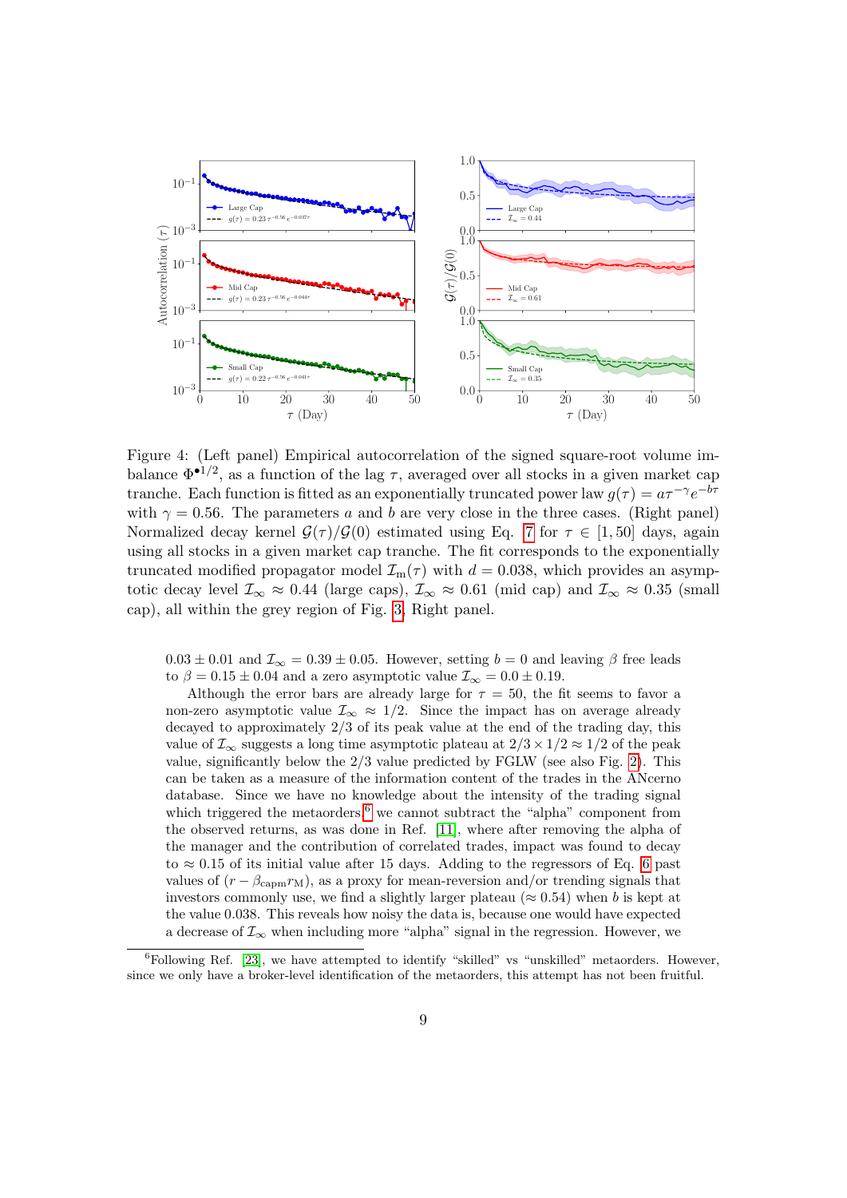Figure 4: (Left panel) Empirical autocorrelation of the signed square-root volume imbalance $\Phi^{\bullet 1/2}$, as a function of the lag $\tau$, averaged over all stocks in a given market cap tranche. Each function is fitted as an exponentially truncated power law $g(\tau) = a\tau^{-\gamma}e^{-b\tau}$ with $\gamma = 0.56$. The parameters $a$ and $b$ are very close in the three cases. (Right panel) Normalized decay kernel $\mathcal{G}(\tau)/\mathcal{G}(0)$ estimated using Eq. 7 for $\tau \in [1, 50]$ days, again using all stocks in a given market cap tranche. The fit corresponds to the exponentially truncated modified propagator model $\mathcal{I}_{\mathrm{m}}(\tau)$ with $d = 0.038$, which provides an asymptotic decay level $\mathcal{I}_\infty \approx 0.44$ (large caps), $\mathcal{I}_\infty \approx 0.61$ (mid cap) and $\mathcal{I}_\infty \approx 0.35$ (small cap), all within the grey region of Fig. 3, Right panel.

$0.03 \pm 0.01$ and $\mathcal{I}_\infty = 0.39 \pm 0.05$. However, setting $b = 0$ and leaving $\beta$ free leads to $\beta = 0.15 \pm 0.04$ and a zero asymptotic value $\mathcal{I}_\infty = 0.0 \pm 0.19$.

Although the error bars are already large for $\tau = 50$, the fit seems to favor a non-zero asymptotic value $\mathcal{I}_\infty \approx 1/2$. Since the impact has on average already decayed to approximately 2/3 of its peak value at the end of the trading day, this value of $\mathcal{I}_\infty$ suggests a long time asymptotic plateau at $2/3 \times 1/2 \approx 1/2$ of the peak value, significantly below the 2/3 value predicted by FGLW (see also Fig. 2). This can be taken as a measure of the information content of the trades in the ANcerno database. Since we have no knowledge about the intensity of the trading signal which triggered the metaorders,[6] we cannot subtract the "alpha" component from the observed returns, as was done in Ref. [11], where after removing the alpha of the manager and the contribution of correlated trades, impact was found to decay to $\approx 0.15$ of its initial value after 15 days. Adding to the regressors of Eq. 6 past values of $(r - \beta_{\mathrm{capm}} r_{\mathrm{M}})$, as a proxy for mean-reversion and/or trending signals that investors commonly use, we find a slightly larger plateau ($\approx 0.54$) when $b$ is kept at the value 0.038. This reveals how noisy the data is, because one would have expected a decrease of $\mathcal{I}_\infty$ when including more "alpha" signal in the regression. However, we

[6] Following Ref. [23], we have attempted to identify "skilled" vs "unskilled" metaorders. However, since we only have a broker-level identification of the metaorders, this attempt has not been fruitful.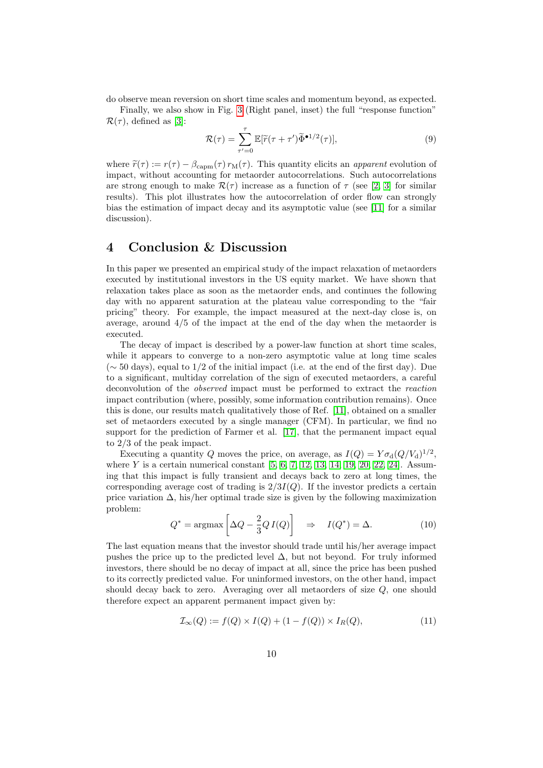do observe mean reversion on short time scales and momentum beyond, as expected.

Finally, we also show in Fig. 3 (Right panel, inset) the full "response function" $\mathcal{R}(\tau)$, defined as [3]:

$$\mathcal{R}(\tau) = \sum_{\tau'=0}^{\tau} \mathbb{E}[\widetilde{r}(\tau + \tau')\widetilde{\Phi}^{\bullet 1/2}(\tau)], \tag{9}$$

where $\widetilde{r}(\tau) := r(\tau) - \beta_{\text{capm}}(\tau)\, r_{\text{M}}(\tau)$. This quantity elicits an *apparent* evolution of impact, without accounting for metaorder autocorrelations. Such autocorrelations are strong enough to make $\mathcal{R}(\tau)$ increase as a function of $\tau$ (see [2, 3] for similar results). This plot illustrates how the autocorrelation of order flow can strongly bias the estimation of impact decay and its asymptotic value (see [11] for a similar discussion).

# 4 Conclusion & Discussion

In this paper we presented an empirical study of the impact relaxation of metaorders executed by institutional investors in the US equity market. We have shown that relaxation takes place as soon as the metaorder ends, and continues the following day with no apparent saturation at the plateau value corresponding to the "fair pricing" theory. For example, the impact measured at the next-day close is, on average, around 4/5 of the impact at the end of the day when the metaorder is executed.

The decay of impact is described by a power-law function at short time scales, while it appears to converge to a non-zero asymptotic value at long time scales ($\sim 50$ days), equal to 1/2 of the initial impact (i.e. at the end of the first day). Due to a significant, multiday correlation of the sign of executed metaorders, a careful deconvolution of the *observed* impact must be performed to extract the *reaction* impact contribution (where, possibly, some information contribution remains). Once this is done, our results match qualitatively those of Ref. [11], obtained on a smaller set of metaorders executed by a single manager (CFM). In particular, we find no support for the prediction of Farmer et al. [17], that the permanent impact equal to 2/3 of the peak impact.

Executing a quantity $Q$ moves the price, on average, as $I(Q) = Y\sigma_{\text{d}}(Q/V_{\text{d}})^{1/2}$, where $Y$ is a certain numerical constant [5, 6, 7, 12, 13, 14, 19, 20, 22, 24]. Assuming that this impact is fully transient and decays back to zero at long times, the corresponding average cost of trading is $2/3I(Q)$. If the investor predicts a certain price variation $\Delta$, his/her optimal trade size is given by the following maximization problem:

$$Q^* = \text{argmax}\left[\Delta Q - \frac{2}{3}Q\, I(Q)\right] \quad \Rightarrow \quad I(Q^*) = \Delta. \tag{10}$$

The last equation means that the investor should trade until his/her average impact pushes the price up to the predicted level $\Delta$, but not beyond. For truly informed investors, there should be no decay of impact at all, since the price has been pushed to its correctly predicted value. For uninformed investors, on the other hand, impact should decay back to zero. Averaging over all metaorders of size $Q$, one should therefore expect an apparent permanent impact given by:

$$\mathcal{I}_\infty(Q) := f(Q) \times I(Q) + (1 - f(Q)) \times I_R(Q), \tag{11}$$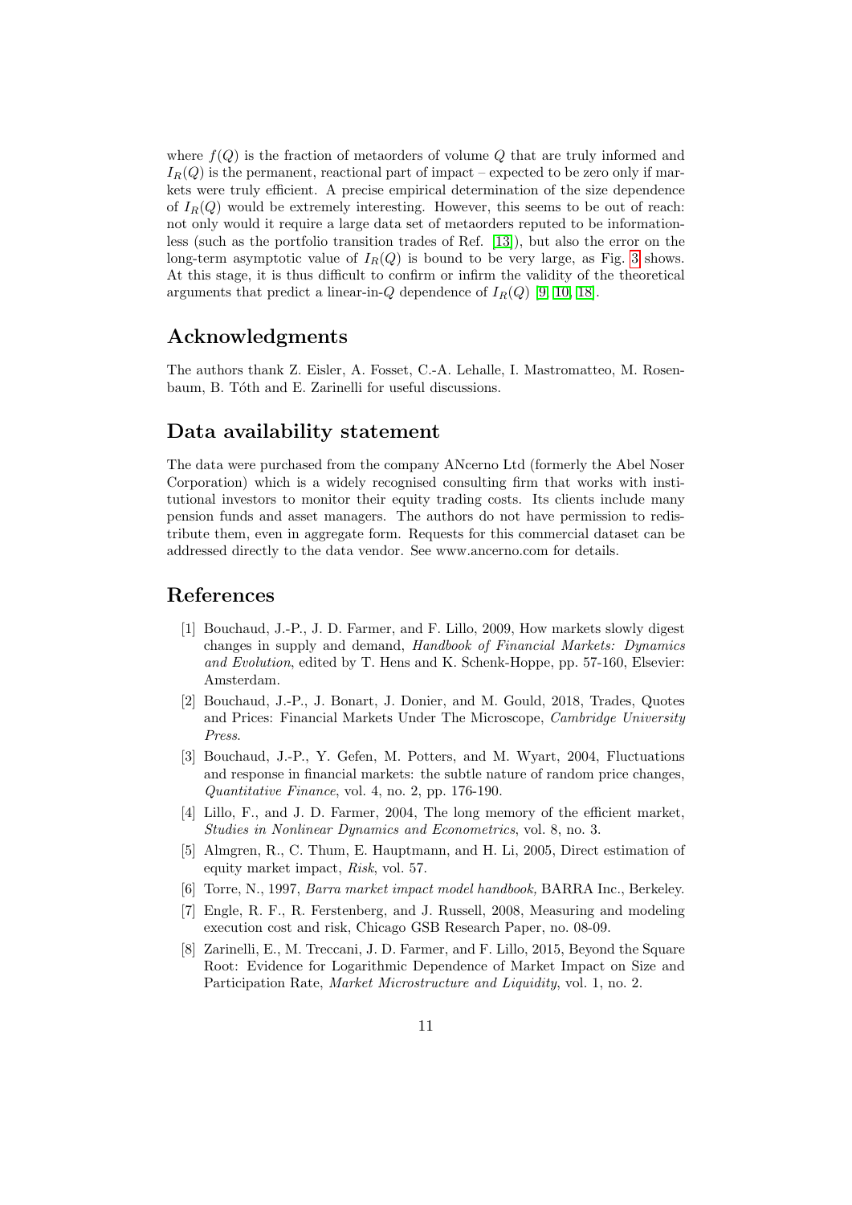where $f(Q)$ is the fraction of metaorders of volume $Q$ that are truly informed and $I_R(Q)$ is the permanent, reactional part of impact – expected to be zero only if markets were truly efficient. A precise empirical determination of the size dependence of $I_R(Q)$ would be extremely interesting. However, this seems to be out of reach: not only would it require a large data set of metaorders reputed to be information-less (such as the portfolio transition trades of Ref. [13]), but also the error on the long-term asymptotic value of $I_R(Q)$ is bound to be very large, as Fig. 3 shows. At this stage, it is thus difficult to confirm or infirm the validity of the theoretical arguments that predict a linear-in-$Q$ dependence of $I_R(Q)$ [9, 10, 18].

## Acknowledgments

The authors thank Z. Eisler, A. Fosset, C.-A. Lehalle, I. Mastromatteo, M. Rosenbaum, B. Tóth and E. Zarinelli for useful discussions.

## Data availability statement

The data were purchased from the company ANcerno Ltd (formerly the Abel Noser Corporation) which is a widely recognised consulting firm that works with institutional investors to monitor their equity trading costs. Its clients include many pension funds and asset managers. The authors do not have permission to redistribute them, even in aggregate form. Requests for this commercial dataset can be addressed directly to the data vendor. See www.ancerno.com for details.

## References

[1] Bouchaud, J.-P., J. D. Farmer, and F. Lillo, 2009, How markets slowly digest changes in supply and demand, *Handbook of Financial Markets: Dynamics and Evolution*, edited by T. Hens and K. Schenk-Hoppe, pp. 57-160, Elsevier: Amsterdam.

[2] Bouchaud, J.-P., J. Bonart, J. Donier, and M. Gould, 2018, Trades, Quotes and Prices: Financial Markets Under The Microscope, *Cambridge University Press*.

[3] Bouchaud, J.-P., Y. Gefen, M. Potters, and M. Wyart, 2004, Fluctuations and response in financial markets: the subtle nature of random price changes, *Quantitative Finance*, vol. 4, no. 2, pp. 176-190.

[4] Lillo, F., and J. D. Farmer, 2004, The long memory of the efficient market, *Studies in Nonlinear Dynamics and Econometrics*, vol. 8, no. 3.

[5] Almgren, R., C. Thum, E. Hauptmann, and H. Li, 2005, Direct estimation of equity market impact, *Risk*, vol. 57.

[6] Torre, N., 1997, *Barra market impact model handbook,* BARRA Inc., Berkeley.

[7] Engle, R. F., R. Ferstenberg, and J. Russell, 2008, Measuring and modeling execution cost and risk, Chicago GSB Research Paper, no. 08-09.

[8] Zarinelli, E., M. Treccani, J. D. Farmer, and F. Lillo, 2015, Beyond the Square Root: Evidence for Logarithmic Dependence of Market Impact on Size and Participation Rate, *Market Microstructure and Liquidity*, vol. 1, no. 2.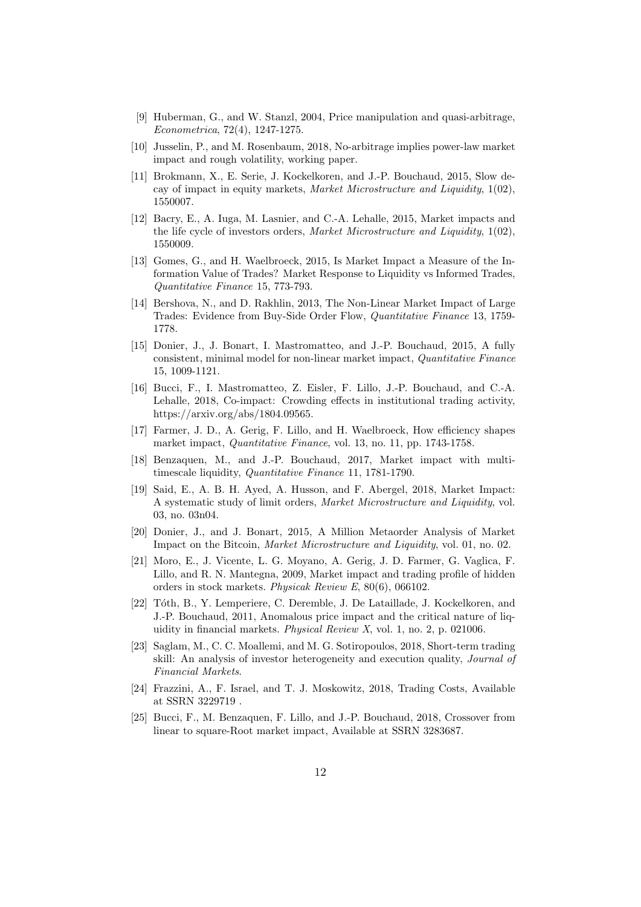[9] Huberman, G., and W. Stanzl, 2004, Price manipulation and quasi-arbitrage, *Econometrica*, 72(4), 1247-1275.

[10] Jusselin, P., and M. Rosenbaum, 2018, No-arbitrage implies power-law market impact and rough volatility, working paper.

[11] Brokmann, X., E. Serie, J. Kockelkoren, and J.-P. Bouchaud, 2015, Slow decay of impact in equity markets, *Market Microstructure and Liquidity*, 1(02), 1550007.

[12] Bacry, E., A. Iuga, M. Lasnier, and C.-A. Lehalle, 2015, Market impacts and the life cycle of investors orders, *Market Microstructure and Liquidity*, 1(02), 1550009.

[13] Gomes, G., and H. Waelbroeck, 2015, Is Market Impact a Measure of the Information Value of Trades? Market Response to Liquidity vs Informed Trades, *Quantitative Finance* 15, 773-793.

[14] Bershova, N., and D. Rakhlin, 2013, The Non-Linear Market Impact of Large Trades: Evidence from Buy-Side Order Flow, *Quantitative Finance* 13, 1759-1778.

[15] Donier, J., J. Bonart, I. Mastromatteo, and J.-P. Bouchaud, 2015, A fully consistent, minimal model for non-linear market impact, *Quantitative Finance* 15, 1009-1121.

[16] Bucci, F., I. Mastromatteo, Z. Eisler, F. Lillo, J.-P. Bouchaud, and C.-A. Lehalle, 2018, Co-impact: Crowding effects in institutional trading activity, https://arxiv.org/abs/1804.09565.

[17] Farmer, J. D., A. Gerig, F. Lillo, and H. Waelbroeck, How efficiency shapes market impact, *Quantitative Finance*, vol. 13, no. 11, pp. 1743-1758.

[18] Benzaquen, M., and J.-P. Bouchaud, 2017, Market impact with multi-timescale liquidity, *Quantitative Finance* 11, 1781-1790.

[19] Said, E., A. B. H. Ayed, A. Husson, and F. Abergel, 2018, Market Impact: A systematic study of limit orders, *Market Microstructure and Liquidity*, vol. 03, no. 03n04.

[20] Donier, J., and J. Bonart, 2015, A Million Metaorder Analysis of Market Impact on the Bitcoin, *Market Microstructure and Liquidity*, vol. 01, no. 02.

[21] Moro, E., J. Vicente, L. G. Moyano, A. Gerig, J. D. Farmer, G. Vaglica, F. Lillo, and R. N. Mantegna, 2009, Market impact and trading profile of hidden orders in stock markets. *Physicak Review E*, 80(6), 066102.

[22] Tóth, B., Y. Lemperiere, C. Deremble, J. De Lataillade, J. Kockelkoren, and J.-P. Bouchaud, 2011, Anomalous price impact and the critical nature of liquidity in financial markets. *Physical Review X*, vol. 1, no. 2, p. 021006.

[23] Saglam, M., C. C. Moallemi, and M. G. Sotiropoulos, 2018, Short-term trading skill: An analysis of investor heterogeneity and execution quality, *Journal of Financial Markets*.

[24] Frazzini, A., F. Israel, and T. J. Moskowitz, 2018, Trading Costs, Available at SSRN 3229719 .

[25] Bucci, F., M. Benzaquen, F. Lillo, and J.-P. Bouchaud, 2018, Crossover from linear to square-Root market impact, Available at SSRN 3283687.